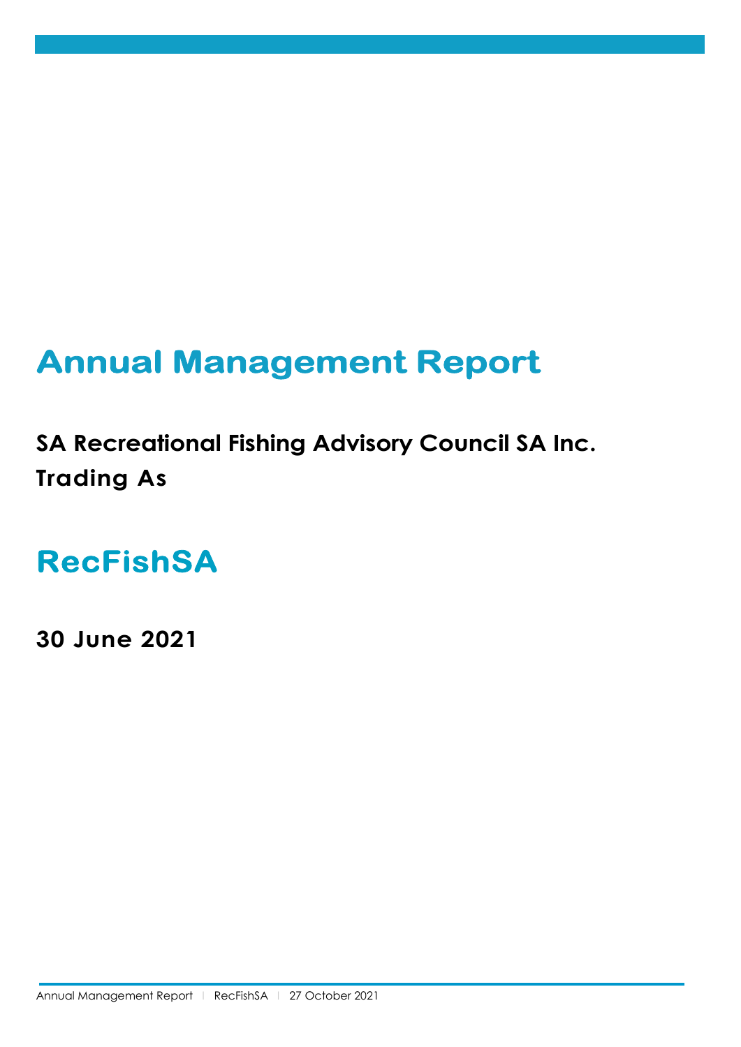# Annual Management Report

**SA Recreational Fishing Advisory Council SA Inc.**
**Trading As**

# RecFishSA

**30 June 2021**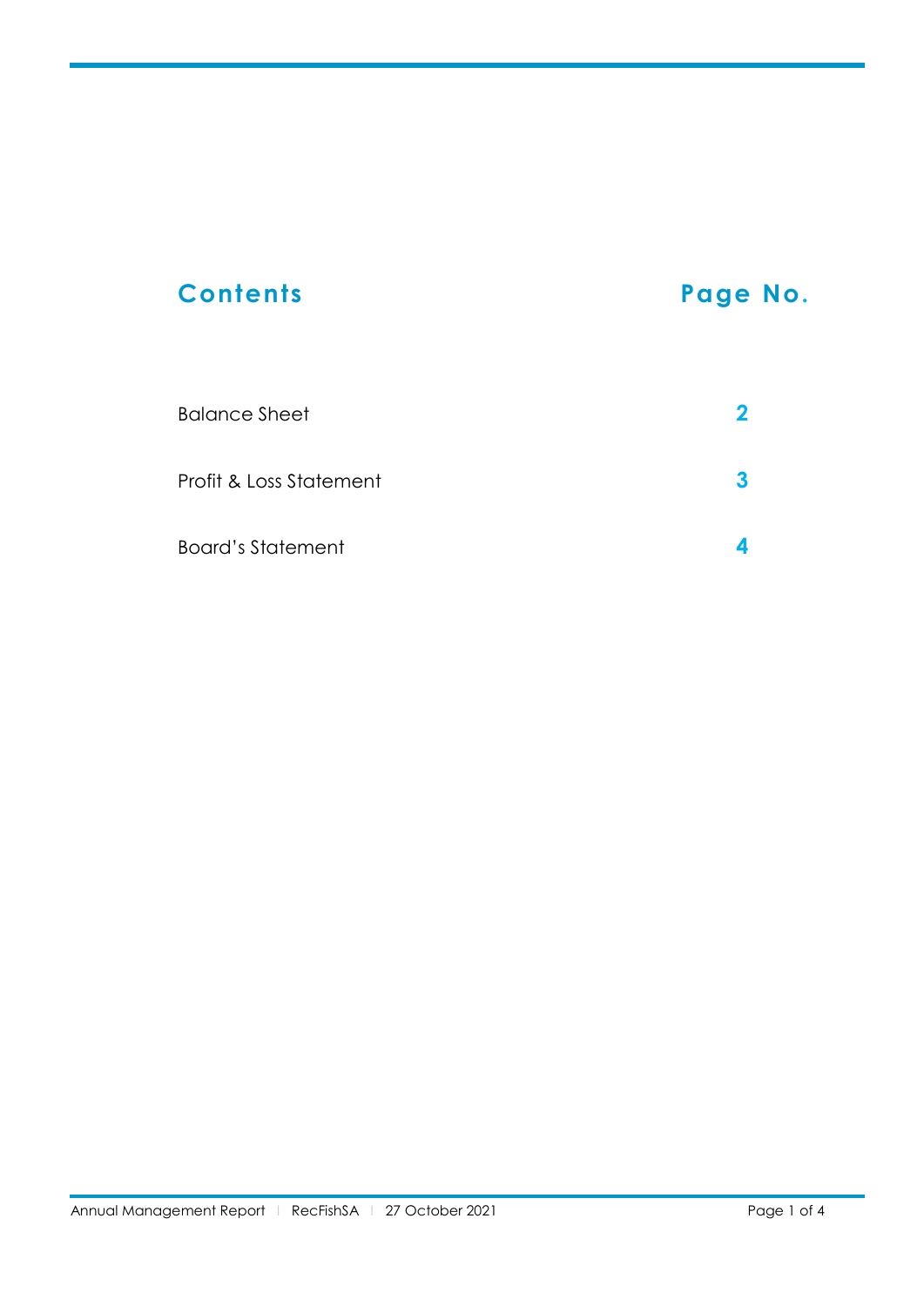## Contents

| Contents | Page No. |
|---|---|
| Balance Sheet | **2** |
| Profit & Loss Statement | **3** |
| Board's Statement | **4** |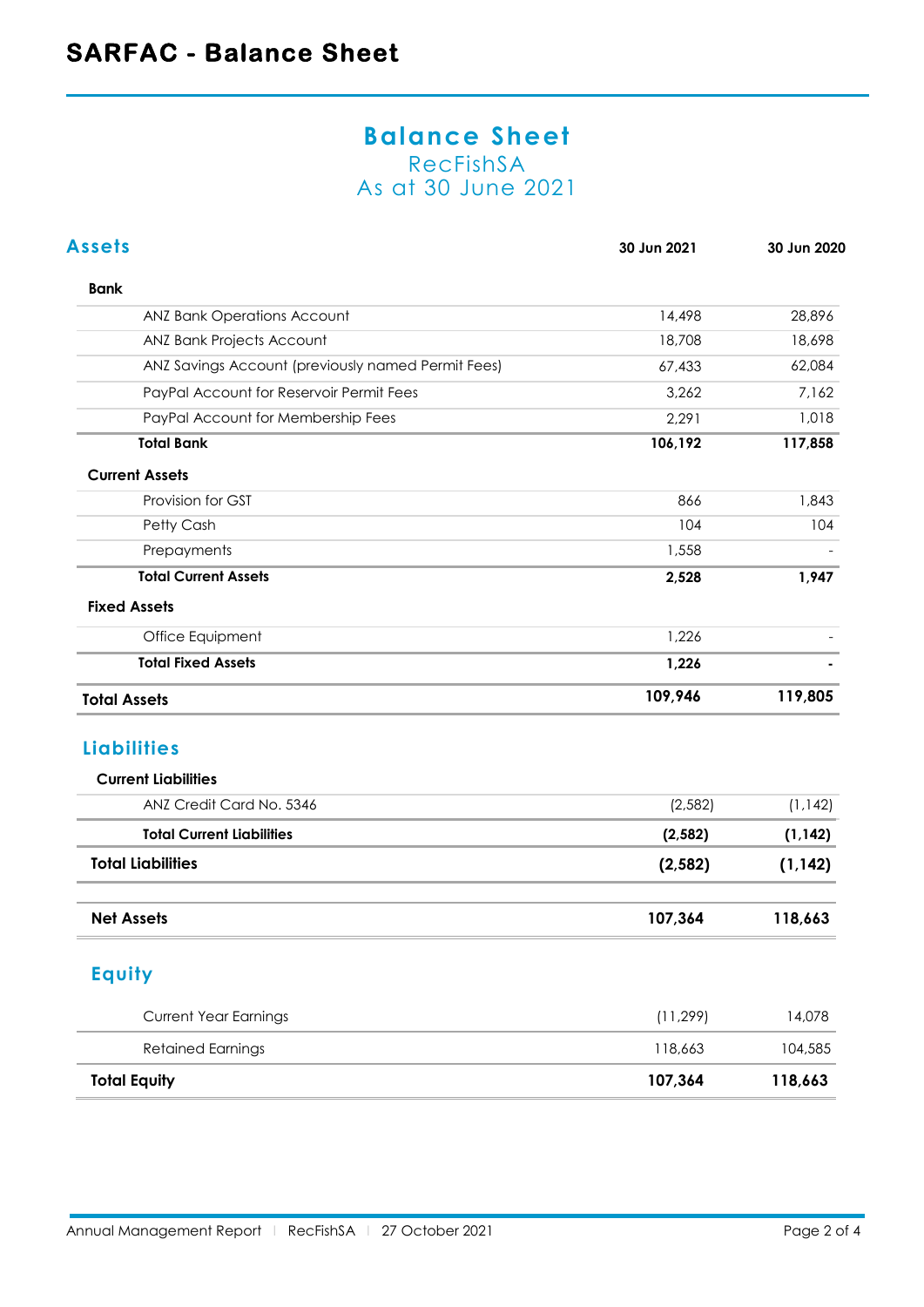# SARFAC - Balance Sheet

## Balance Sheet

RecFishSA

As at 30 June 2021

### Assets

| | 30 Jun 2021 | 30 Jun 2020 |
|---|---|---|
| **Bank** | | |
| ANZ Bank Operations Account | 14,498 | 28,896 |
| ANZ Bank Projects Account | 18,708 | 18,698 |
| ANZ Savings Account (previously named Permit Fees) | 67,433 | 62,084 |
| PayPal Account for Reservoir Permit Fees | 3,262 | 7,162 |
| PayPal Account for Membership Fees | 2,291 | 1,018 |
| **Total Bank** | **106,192** | **117,858** |
| **Current Assets** | | |
| Provision for GST | 866 | 1,843 |
| Petty Cash | 104 | 104 |
| Prepayments | 1,558 | - |
| **Total Current Assets** | **2,528** | **1,947** |
| **Fixed Assets** | | |
| Office Equipment | 1,226 | - |
| **Total Fixed Assets** | **1,226** | **-** |
| **Total Assets** | **109,946** | **119,805** |

### Liabilities

| | 30 Jun 2021 | 30 Jun 2020 |
|---|---|---|
| **Current Liabilities** | | |
| ANZ Credit Card No. 5346 | (2,582) | (1,142) |
| **Total Current Liabilities** | **(2,582)** | **(1,142)** |
| **Total Liabilities** | **(2,582)** | **(1,142)** |
| **Net Assets** | **107,364** | **118,663** |

### Equity

| | 30 Jun 2021 | 30 Jun 2020 |
|---|---|---|
| Current Year Earnings | (11,299) | 14,078 |
| Retained Earnings | 118,663 | 104,585 |
| **Total Equity** | **107,364** | **118,663** |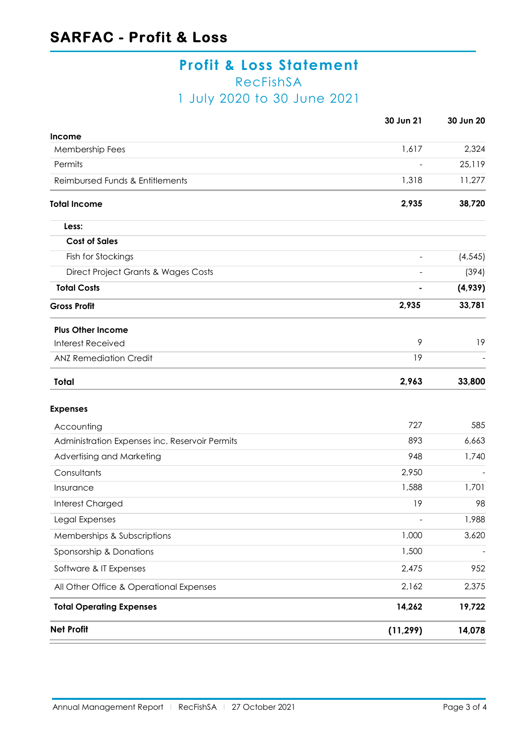# SARFAC - Profit & Loss

## Profit & Loss Statement

RecFishSA

1 July 2020 to 30 June 2021

| | 30 Jun 21 | 30 Jun 20 |
|---|---|---|
| **Income** | | |
| Membership Fees | 1,617 | 2,324 |
| Permits | - | 25,119 |
| Reimbursed Funds & Entitlements | 1,318 | 11,277 |
| **Total Income** | **2,935** | **38,720** |
| **Less:** | | |
| **Cost of Sales** | | |
| Fish for Stockings | - | (4,545) |
| Direct Project Grants & Wages Costs | - | (394) |
| **Total Costs** | **-** | **(4,939)** |
| **Gross Profit** | **2,935** | **33,781** |
| **Plus Other Income** | | |
| Interest Received | 9 | 19 |
| ANZ Remediation Credit | 19 | - |
| **Total** | **2,963** | **33,800** |
| **Expenses** | | |
| Accounting | 727 | 585 |
| Administration Expenses inc. Reservoir Permits | 893 | 6,663 |
| Advertising and Marketing | 948 | 1,740 |
| Consultants | 2,950 | - |
| Insurance | 1,588 | 1,701 |
| Interest Charged | 19 | 98 |
| Legal Expenses | - | 1,988 |
| Memberships & Subscriptions | 1,000 | 3,620 |
| Sponsorship & Donations | 1,500 | - |
| Software & IT Expenses | 2,475 | 952 |
| All Other Office & Operational Expenses | 2,162 | 2,375 |
| **Total Operating Expenses** | **14,262** | **19,722** |
| **Net Profit** | **(11,299)** | **14,078** |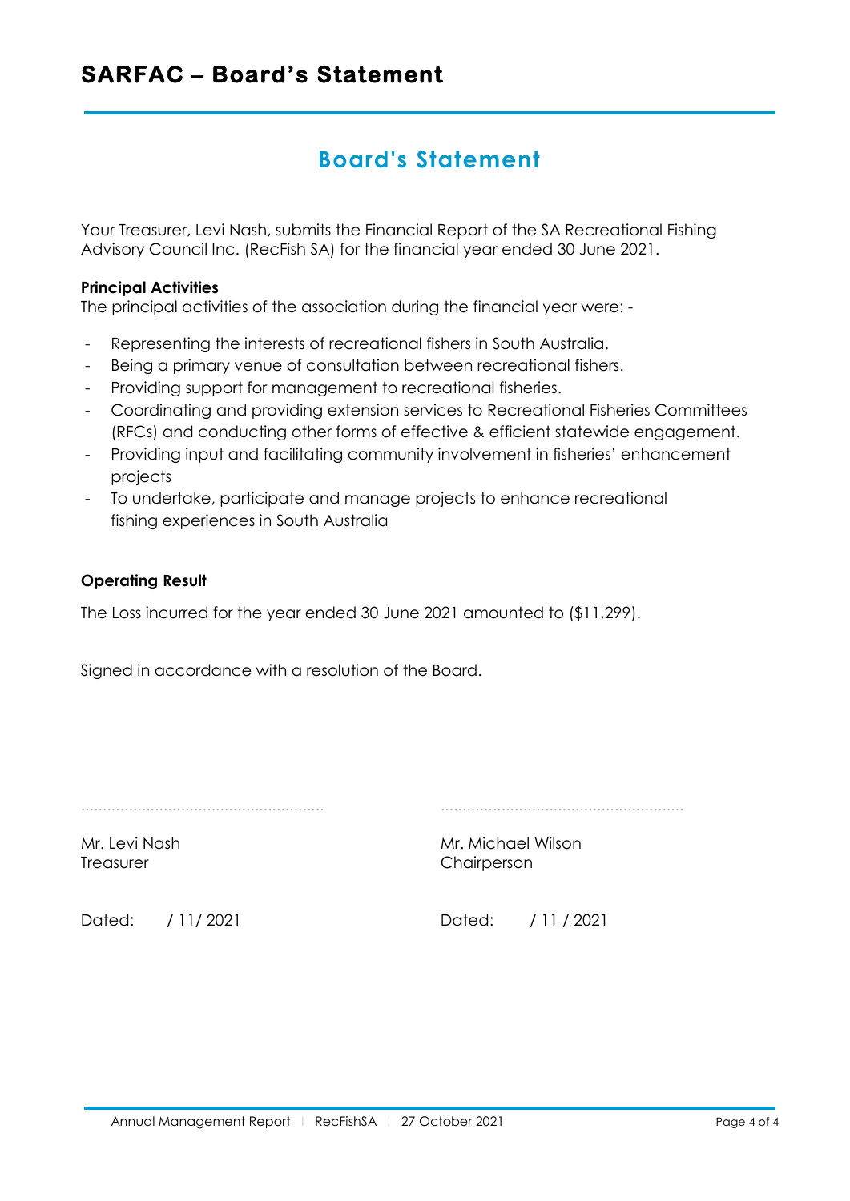# SARFAC – Board's Statement

## Board's Statement

Your Treasurer, Levi Nash, submits the Financial Report of the SA Recreational Fishing Advisory Council Inc. (RecFish SA) for the financial year ended 30 June 2021.

**Principal Activities**

The principal activities of the association during the financial year were: -

- Representing the interests of recreational fishers in South Australia.
- Being a primary venue of consultation between recreational fishers.
- Providing support for management to recreational fisheries.
- Coordinating and providing extension services to Recreational Fisheries Committees (RFCs) and conducting other forms of effective & efficient statewide engagement.
- Providing input and facilitating community involvement in fisheries' enhancement projects
- To undertake, participate and manage projects to enhance recreational fishing experiences in South Australia

**Operating Result**

The Loss incurred for the year ended 30 June 2021 amounted to ($11,299).

Signed in accordance with a resolution of the Board.

.........................................................

Mr. Levi Nash
Treasurer

Dated: / 11/ 2021

.........................................................

Mr. Michael Wilson
Chairperson

Dated: / 11 / 2021